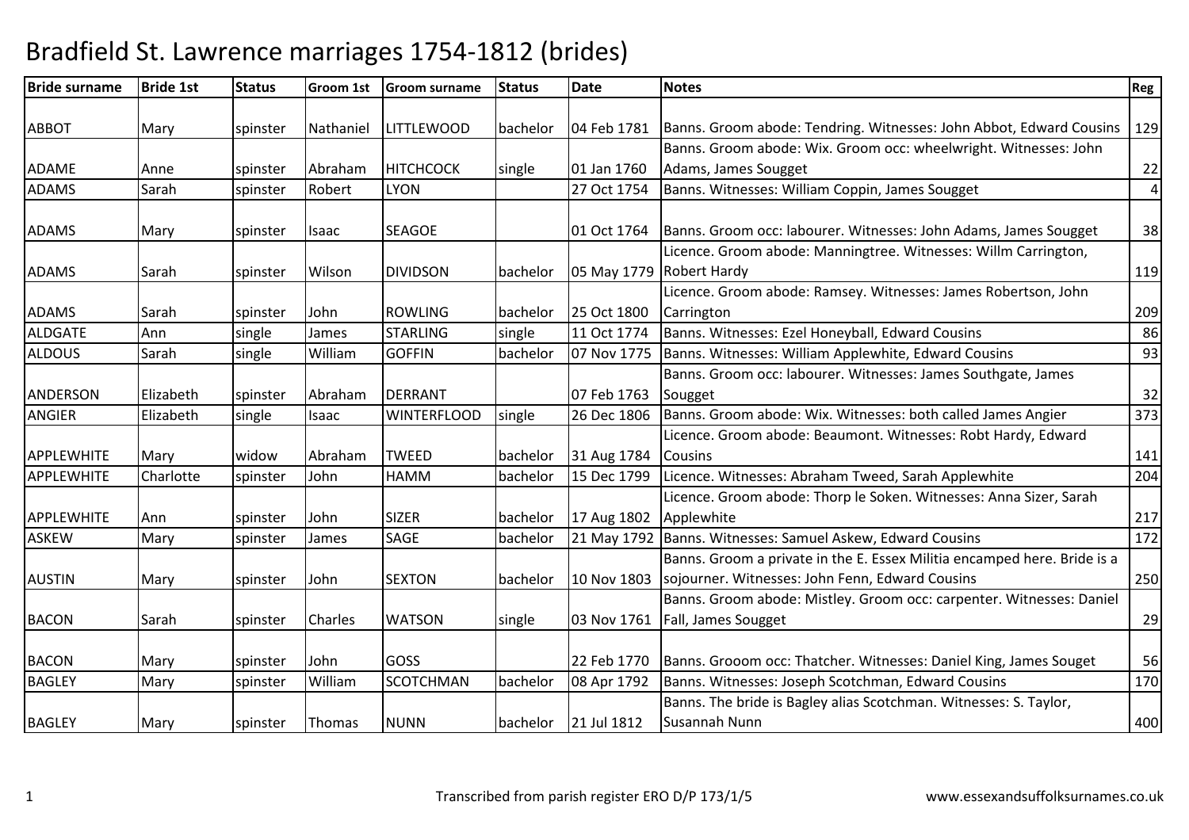# Bradfield St. Lawrence marriages 1754-1812 (brides)

| Bride surname | Bride 1st | Status | Groom 1st | Groom surname | Status | Date | Notes | Reg |
|---|---|---|---|---|---|---|---|---|
| ABBOT | Mary | spinster | Nathaniel | LITTLEWOOD | bachelor | 04 Feb 1781 | Banns. Groom abode: Tendring. Witnesses: John Abbot, Edward Cousins | 129 |
| ADAME | Anne | spinster | Abraham | HITCHCOCK | single | 01 Jan 1760 | Banns. Groom abode: Wix. Groom occ: wheelwright. Witnesses: John Adams, James Sougget | 22 |
| ADAMS | Sarah | spinster | Robert | LYON | | 27 Oct 1754 | Banns. Witnesses: William Coppin, James Sougget | 4 |
| ADAMS | Mary | spinster | Isaac | SEAGOE | | 01 Oct 1764 | Banns. Groom occ: labourer. Witnesses: John Adams, James Sougget | 38 |
| ADAMS | Sarah | spinster | Wilson | DIVIDSON | bachelor | 05 May 1779 | Licence. Groom abode: Manningtree. Witnesses: Willm Carrington, Robert Hardy | 119 |
| ADAMS | Sarah | spinster | John | ROWLING | bachelor | 25 Oct 1800 | Licence. Groom abode: Ramsey. Witnesses: James Robertson, John Carrington | 209 |
| ALDGATE | Ann | single | James | STARLING | single | 11 Oct 1774 | Banns. Witnesses: Ezel Honeyball, Edward Cousins | 86 |
| ALDOUS | Sarah | single | William | GOFFIN | bachelor | 07 Nov 1775 | Banns. Witnesses: William Applewhite, Edward Cousins | 93 |
| ANDERSON | Elizabeth | spinster | Abraham | DERRANT | | 07 Feb 1763 | Banns. Groom occ: labourer. Witnesses: James Southgate, James Sougget | 32 |
| ANGIER | Elizabeth | single | Isaac | WINTERFLOOD | single | 26 Dec 1806 | Banns. Groom abode: Wix. Witnesses: both called James Angier | 373 |
| APPLEWHITE | Mary | widow | Abraham | TWEED | bachelor | 31 Aug 1784 | Licence. Groom abode: Beaumont. Witnesses: Robt Hardy, Edward Cousins | 141 |
| APPLEWHITE | Charlotte | spinster | John | HAMM | bachelor | 15 Dec 1799 | Licence. Witnesses: Abraham Tweed, Sarah Applewhite | 204 |
| APPLEWHITE | Ann | spinster | John | SIZER | bachelor | 17 Aug 1802 | Licence. Groom abode: Thorp le Soken. Witnesses: Anna Sizer, Sarah Applewhite | 217 |
| ASKEW | Mary | spinster | James | SAGE | bachelor | 21 May 1792 | Banns. Witnesses: Samuel Askew, Edward Cousins | 172 |
| AUSTIN | Mary | spinster | John | SEXTON | bachelor | 10 Nov 1803 | Banns. Groom a private in the E. Essex Militia encamped here. Bride is a sojourner. Witnesses: John Fenn, Edward Cousins | 250 |
| BACON | Sarah | spinster | Charles | WATSON | single | 03 Nov 1761 | Banns. Groom abode: Mistley. Groom occ: carpenter. Witnesses: Daniel Fall, James Sougget | 29 |
| BACON | Mary | spinster | John | GOSS | | 22 Feb 1770 | Banns. Grooom occ: Thatcher. Witnesses: Daniel King, James Souget | 56 |
| BAGLEY | Mary | spinster | William | SCOTCHMAN | bachelor | 08 Apr 1792 | Banns. Witnesses: Joseph Scotchman, Edward Cousins | 170 |
| BAGLEY | Mary | spinster | Thomas | NUNN | bachelor | 21 Jul 1812 | Banns. The bride is Bagley alias Scotchman. Witnesses: S. Taylor, Susannah Nunn | 400 |

Transcribed from parish register ERO D/P 173/1/5

www.essexandsuffolksurnames.co.uk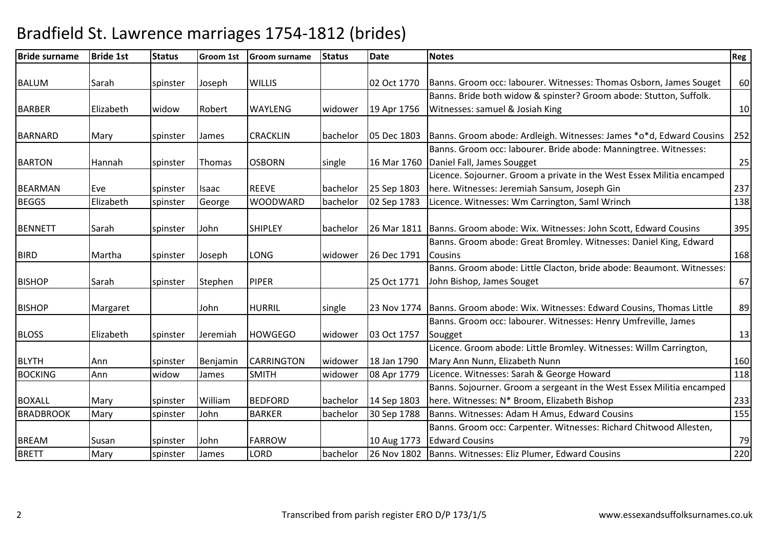# Bradfield St. Lawrence marriages 1754-1812 (brides)

| Bride surname | Bride 1st | Status | Groom 1st | Groom surname | Status | Date | Notes | Reg |
|---|---|---|---|---|---|---|---|---|
| BALUM | Sarah | spinster | Joseph | WILLIS | | 02 Oct 1770 | Banns. Groom occ: labourer. Witnesses: Thomas Osborn, James Souget | 60 |
| BARBER | Elizabeth | widow | Robert | WAYLENG | widower | 19 Apr 1756 | Banns. Bride both widow & spinster? Groom abode: Stutton, Suffolk. Witnesses: samuel & Josiah King | 10 |
| BARNARD | Mary | spinster | James | CRACKLIN | bachelor | 05 Dec 1803 | Banns. Groom abode: Ardleigh. Witnesses: James *o*d, Edward Cousins | 252 |
| BARTON | Hannah | spinster | Thomas | OSBORN | single | 16 Mar 1760 | Banns. Groom occ: labourer. Bride abode: Manningtree. Witnesses: Daniel Fall, James Sougget | 25 |
| BEARMAN | Eve | spinster | Isaac | REEVE | bachelor | 25 Sep 1803 | Licence. Sojourner. Groom a private in the West Essex Militia encamped here. Witnesses: Jeremiah Sansum, Joseph Gin | 237 |
| BEGGS | Elizabeth | spinster | George | WOODWARD | bachelor | 02 Sep 1783 | Licence. Witnesses: Wm Carrington, Saml Wrinch | 138 |
| BENNETT | Sarah | spinster | John | SHIPLEY | bachelor | 26 Mar 1811 | Banns. Groom abode: Wix. Witnesses: John Scott, Edward Cousins | 395 |
| BIRD | Martha | spinster | Joseph | LONG | widower | 26 Dec 1791 | Banns. Groom abode: Great Bromley. Witnesses: Daniel King, Edward Cousins | 168 |
| BISHOP | Sarah | spinster | Stephen | PIPER | | 25 Oct 1771 | Banns. Groom abode: Little Clacton, bride abode: Beaumont. Witnesses: John Bishop, James Souget | 67 |
| BISHOP | Margaret | | John | HURRIL | single | 23 Nov 1774 | Banns. Groom abode: Wix. Witnesses: Edward Cousins, Thomas Little | 89 |
| BLOSS | Elizabeth | spinster | Jeremiah | HOWGEGO | widower | 03 Oct 1757 | Banns. Groom occ: labourer. Witnesses: Henry Umfreville, James Sougget | 13 |
| BLYTH | Ann | spinster | Benjamin | CARRINGTON | widower | 18 Jan 1790 | Licence. Groom abode: Little Bromley. Witnesses: Willm Carrington, Mary Ann Nunn, Elizabeth Nunn | 160 |
| BOCKING | Ann | widow | James | SMITH | widower | 08 Apr 1779 | Licence. Witnesses: Sarah & George Howard | 118 |
| BOXALL | Mary | spinster | William | BEDFORD | bachelor | 14 Sep 1803 | Banns. Sojourner. Groom a sergeant in the West Essex Militia encamped here. Witnesses: N* Broom, Elizabeth Bishop | 233 |
| BRADBROOK | Mary | spinster | John | BARKER | bachelor | 30 Sep 1788 | Banns. Witnesses: Adam H Amus, Edward Cousins | 155 |
| BREAM | Susan | spinster | John | FARROW | | 10 Aug 1773 | Banns. Groom occ: Carpenter. Witnesses: Richard Chitwood Allesten, Edward Cousins | 79 |
| BRETT | Mary | spinster | James | LORD | bachelor | 26 Nov 1802 | Banns. Witnesses: Eliz Plumer, Edward Cousins | 220 |

Transcribed from parish register ERO D/P 173/1/5 www.essexandsuffolksurnames.co.uk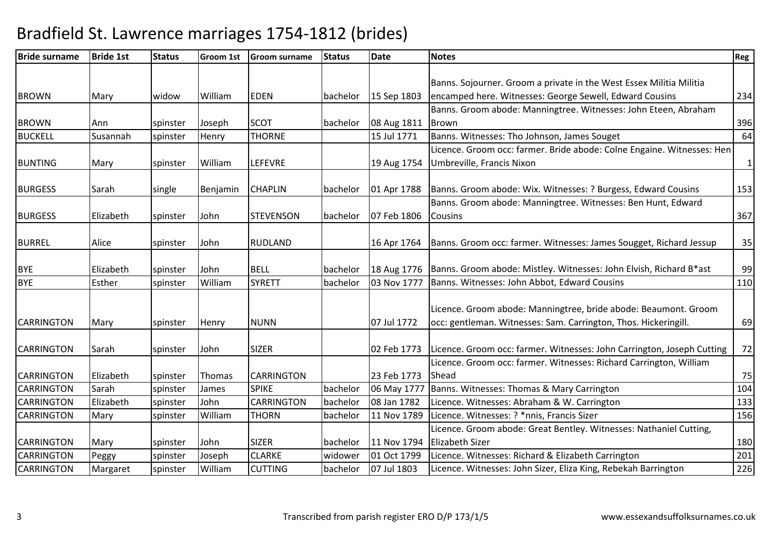# Bradfield St. Lawrence marriages 1754-1812 (brides)

| Bride surname | Bride 1st | Status | Groom 1st | Groom surname | Status | Date | Notes | Reg |
|---|---|---|---|---|---|---|---|---|
| BROWN | Mary | widow | William | EDEN | bachelor | 15 Sep 1803 | Banns. Sojourner. Groom a private in the West Essex Militia Militia encamped here. Witnesses: George Sewell, Edward Cousins | 234 |
| BROWN | Ann | spinster | Joseph | SCOT | bachelor | 08 Aug 1811 | Banns. Groom abode: Manningtree. Witnesses: John Eteen, Abraham Brown | 396 |
| BUCKELL | Susannah | spinster | Henry | THORNE | | 15 Jul 1771 | Banns. Witnesses: Tho Johnson, James Souget | 64 |
| BUNTING | Mary | spinster | William | LEFEVRE | | 19 Aug 1754 | Licence. Groom occ: farmer. Bride abode: Colne Engaine. Witnesses: Hen Umbreville, Francis Nixon | 1 |
| BURGESS | Sarah | single | Benjamin | CHAPLIN | bachelor | 01 Apr 1788 | Banns. Groom abode: Wix. Witnesses: ? Burgess, Edward Cousins | 153 |
| BURGESS | Elizabeth | spinster | John | STEVENSON | bachelor | 07 Feb 1806 | Banns. Groom abode: Manningtree. Witnesses: Ben Hunt, Edward Cousins | 367 |
| BURREL | Alice | spinster | John | RUDLAND | | 16 Apr 1764 | Banns. Groom occ: farmer. Witnesses: James Sougget, Richard Jessup | 35 |
| BYE | Elizabeth | spinster | John | BELL | bachelor | 18 Aug 1776 | Banns. Groom abode: Mistley. Witnesses: John Elvish, Richard B*ast | 99 |
| BYE | Esther | spinster | William | SYRETT | bachelor | 03 Nov 1777 | Banns. Witnesses: John Abbot, Edward Cousins | 110 |
| CARRINGTON | Mary | spinster | Henry | NUNN | | 07 Jul 1772 | Licence. Groom abode: Manningtree, bride abode: Beaumont. Groom occ: gentleman. Witnesses: Sam. Carrington, Thos. Hickeringill. | 69 |
| CARRINGTON | Sarah | spinster | John | SIZER | | 02 Feb 1773 | Licence. Groom occ: farmer. Witnesses: John Carrington, Joseph Cutting | 72 |
| CARRINGTON | Elizabeth | spinster | Thomas | CARRINGTON | | 23 Feb 1773 | Licence. Groom occ: farmer. Witnesses: Richard Carrington, William Shead | 75 |
| CARRINGTON | Sarah | spinster | James | SPIKE | bachelor | 06 May 1777 | Banns. Witnesses: Thomas & Mary Carrington | 104 |
| CARRINGTON | Elizabeth | spinster | John | CARRINGTON | bachelor | 08 Jan 1782 | Licence. Witnesses: Abraham & W. Carrington | 133 |
| CARRINGTON | Mary | spinster | William | THORN | bachelor | 11 Nov 1789 | Licence. Witnesses: ? *nnis, Francis Sizer | 156 |
| CARRINGTON | Mary | spinster | John | SIZER | bachelor | 11 Nov 1794 | Licence. Groom abode: Great Bentley. Witnesses: Nathaniel Cutting, Elizabeth Sizer | 180 |
| CARRINGTON | Peggy | spinster | Joseph | CLARKE | widower | 01 Oct 1799 | Licence. Witnesses: Richard & Elizabeth Carrington | 201 |
| CARRINGTON | Margaret | spinster | William | CUTTING | bachelor | 07 Jul 1803 | Licence. Witnesses: John Sizer, Eliza King, Rebekah Barrington | 226 |

Transcribed from parish register ERO D/P 173/1/5

www.essexandsuffolksurnames.co.uk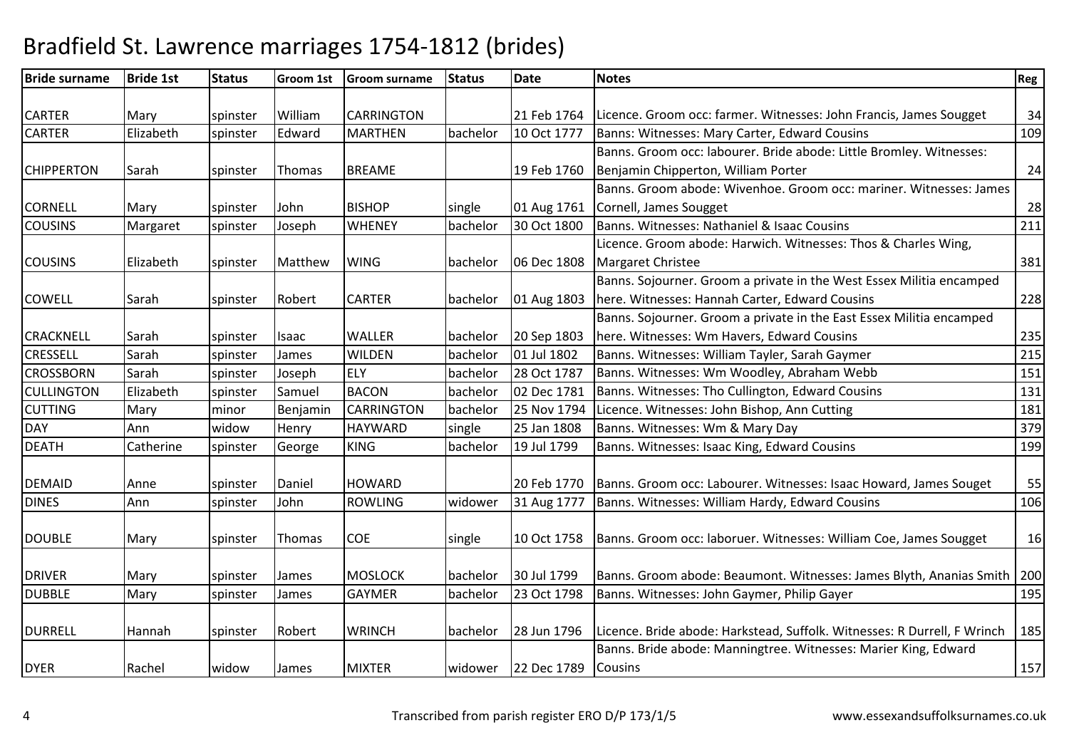# Bradfield St. Lawrence marriages 1754-1812 (brides)

| Bride surname | Bride 1st | Status | Groom 1st | Groom surname | Status | Date | Notes | Reg |
|---|---|---|---|---|---|---|---|---|
| CARTER | Mary | spinster | William | CARRINGTON | | 21 Feb 1764 | Licence. Groom occ: farmer. Witnesses: John Francis, James Sougget | 34 |
| CARTER | Elizabeth | spinster | Edward | MARTHEN | bachelor | 10 Oct 1777 | Banns: Witnesses: Mary Carter, Edward Cousins | 109 |
| CHIPPERTON | Sarah | spinster | Thomas | BREAME | | 19 Feb 1760 | Banns. Groom occ: labourer. Bride abode: Little Bromley. Witnesses: Benjamin Chipperton, William Porter | 24 |
| CORNELL | Mary | spinster | John | BISHOP | single | 01 Aug 1761 | Banns. Groom abode: Wivenhoe. Groom occ: mariner. Witnesses: James Cornell, James Sougget | 28 |
| COUSINS | Margaret | spinster | Joseph | WHENEY | bachelor | 30 Oct 1800 | Banns. Witnesses: Nathaniel & Isaac Cousins | 211 |
| COUSINS | Elizabeth | spinster | Matthew | WING | bachelor | 06 Dec 1808 | Licence. Groom abode: Harwich. Witnesses: Thos & Charles Wing, Margaret Christee | 381 |
| COWELL | Sarah | spinster | Robert | CARTER | bachelor | 01 Aug 1803 | Banns. Sojourner. Groom a private in the West Essex Militia encamped here. Witnesses: Hannah Carter, Edward Cousins | 228 |
| CRACKNELL | Sarah | spinster | Isaac | WALLER | bachelor | 20 Sep 1803 | Banns. Sojourner. Groom a private in the East Essex Militia encamped here. Witnesses: Wm Havers, Edward Cousins | 235 |
| CRESSELL | Sarah | spinster | James | WILDEN | bachelor | 01 Jul 1802 | Banns. Witnesses: William Tayler, Sarah Gaymer | 215 |
| CROSSBORN | Sarah | spinster | Joseph | ELY | bachelor | 28 Oct 1787 | Banns. Witnesses: Wm Woodley, Abraham Webb | 151 |
| CULLINGTON | Elizabeth | spinster | Samuel | BACON | bachelor | 02 Dec 1781 | Banns. Witnesses: Tho Cullington, Edward Cousins | 131 |
| CUTTING | Mary | minor | Benjamin | CARRINGTON | bachelor | 25 Nov 1794 | Licence. Witnesses: John Bishop, Ann Cutting | 181 |
| DAY | Ann | widow | Henry | HAYWARD | single | 25 Jan 1808 | Banns. Witnesses: Wm & Mary Day | 379 |
| DEATH | Catherine | spinster | George | KING | bachelor | 19 Jul 1799 | Banns. Witnesses: Isaac King, Edward Cousins | 199 |
| DEMAID | Anne | spinster | Daniel | HOWARD | | 20 Feb 1770 | Banns. Groom occ: Labourer. Witnesses: Isaac Howard, James Souget | 55 |
| DINES | Ann | spinster | John | ROWLING | widower | 31 Aug 1777 | Banns. Witnesses: William Hardy, Edward Cousins | 106 |
| DOUBLE | Mary | spinster | Thomas | COE | single | 10 Oct 1758 | Banns. Groom occ: laboruer. Witnesses: William Coe, James Sougget | 16 |
| DRIVER | Mary | spinster | James | MOSLOCK | bachelor | 30 Jul 1799 | Banns. Groom abode: Beaumont. Witnesses: James Blyth, Ananias Smith | 200 |
| DUBBLE | Mary | spinster | James | GAYMER | bachelor | 23 Oct 1798 | Banns. Witnesses: John Gaymer, Philip Gayer | 195 |
| DURRELL | Hannah | spinster | Robert | WRINCH | bachelor | 28 Jun 1796 | Licence. Bride abode: Harkstead, Suffolk. Witnesses: R Durrell, F Wrinch | 185 |
| DYER | Rachel | widow | James | MIXTER | widower | 22 Dec 1789 | Banns. Bride abode: Manningtree. Witnesses: Marier King, Edward Cousins | 157 |

Transcribed from parish register ERO D/P 173/1/5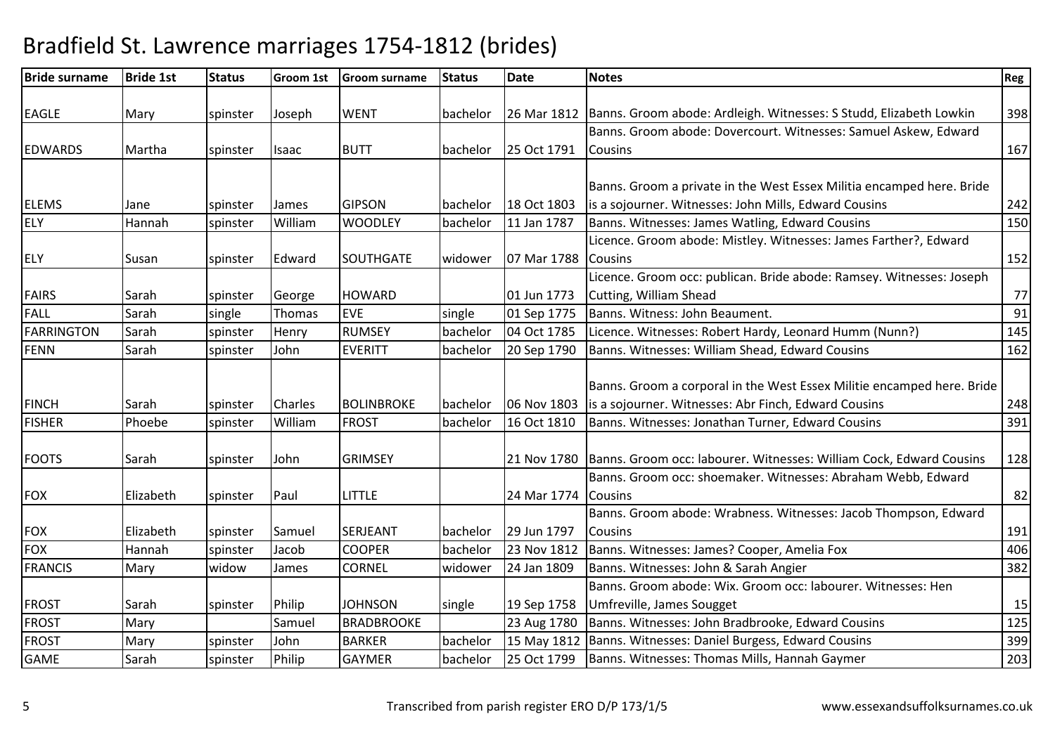# Bradfield St. Lawrence marriages 1754-1812 (brides)

| Bride surname | Bride 1st | Status | Groom 1st | Groom surname | Status | Date | Notes | Reg |
|---|---|---|---|---|---|---|---|---|
| EAGLE | Mary | spinster | Joseph | WENT | bachelor | 26 Mar 1812 | Banns. Groom abode: Ardleigh. Witnesses: S Studd, Elizabeth Lowkin | 398 |
| EDWARDS | Martha | spinster | Isaac | BUTT | bachelor | 25 Oct 1791 | Banns. Groom abode: Dovercourt. Witnesses: Samuel Askew, Edward Cousins | 167 |
| ELEMS | Jane | spinster | James | GIPSON | bachelor | 18 Oct 1803 | Banns. Groom a private in the West Essex Militia encamped here. Bride is a sojourner. Witnesses: John Mills, Edward Cousins | 242 |
| ELY | Hannah | spinster | William | WOODLEY | bachelor | 11 Jan 1787 | Banns. Witnesses: James Watling, Edward Cousins | 150 |
| ELY | Susan | spinster | Edward | SOUTHGATE | widower | 07 Mar 1788 | Licence. Groom abode: Mistley. Witnesses: James Farther?, Edward Cousins | 152 |
| FAIRS | Sarah | spinster | George | HOWARD | | 01 Jun 1773 | Licence. Groom occ: publican. Bride abode: Ramsey. Witnesses: Joseph Cutting, William Shead | 77 |
| FALL | Sarah | single | Thomas | EVE | single | 01 Sep 1775 | Banns. Witness: John Beaument. | 91 |
| FARRINGTON | Sarah | spinster | Henry | RUMSEY | bachelor | 04 Oct 1785 | Licence. Witnesses: Robert Hardy, Leonard Humm (Nunn?) | 145 |
| FENN | Sarah | spinster | John | EVERITT | bachelor | 20 Sep 1790 | Banns. Witnesses: William Shead, Edward Cousins | 162 |
| FINCH | Sarah | spinster | Charles | BOLINBROKE | bachelor | 06 Nov 1803 | Banns. Groom a corporal in the West Essex Militie encamped here. Bride is a sojourner. Witnesses: Abr Finch, Edward Cousins | 248 |
| FISHER | Phoebe | spinster | William | FROST | bachelor | 16 Oct 1810 | Banns. Witnesses: Jonathan Turner, Edward Cousins | 391 |
| FOOTS | Sarah | spinster | John | GRIMSEY | | 21 Nov 1780 | Banns. Groom occ: labourer. Witnesses: William Cock, Edward Cousins | 128 |
| FOX | Elizabeth | spinster | Paul | LITTLE | | 24 Mar 1774 | Banns. Groom occ: shoemaker. Witnesses: Abraham Webb, Edward Cousins | 82 |
| FOX | Elizabeth | spinster | Samuel | SERJEANT | bachelor | 29 Jun 1797 | Banns. Groom abode: Wrabness. Witnesses: Jacob Thompson, Edward Cousins | 191 |
| FOX | Hannah | spinster | Jacob | COOPER | bachelor | 23 Nov 1812 | Banns. Witnesses: James? Cooper, Amelia Fox | 406 |
| FRANCIS | Mary | widow | James | CORNEL | widower | 24 Jan 1809 | Banns. Witnesses: John & Sarah Angier | 382 |
| FROST | Sarah | spinster | Philip | JOHNSON | single | 19 Sep 1758 | Banns. Groom abode: Wix. Groom occ: labourer. Witnesses: Hen Umfreville, James Sougget | 15 |
| FROST | Mary | | Samuel | BRADBROOKE | | 23 Aug 1780 | Banns. Witnesses: John Bradbrooke, Edward Cousins | 125 |
| FROST | Mary | spinster | John | BARKER | bachelor | 15 May 1812 | Banns. Witnesses: Daniel Burgess, Edward Cousins | 399 |
| GAME | Sarah | spinster | Philip | GAYMER | bachelor | 25 Oct 1799 | Banns. Witnesses: Thomas Mills, Hannah Gaymer | 203 |

Transcribed from parish register ERO D/P 173/1/5 www.essexandsuffolksurnames.co.uk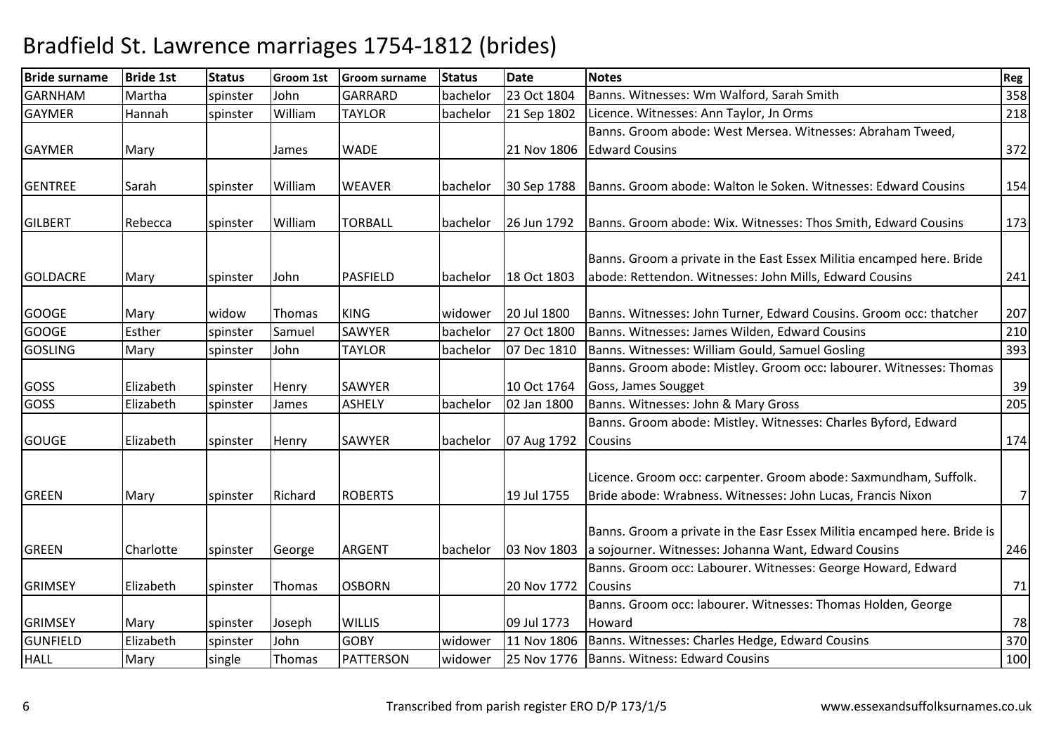# Bradfield St. Lawrence marriages 1754-1812 (brides)

| Bride surname | Bride 1st | Status | Groom 1st | Groom surname | Status | Date | Notes | Reg |
|---|---|---|---|---|---|---|---|---|
| GARNHAM | Martha | spinster | John | GARRARD | bachelor | 23 Oct 1804 | Banns. Witnesses: Wm Walford, Sarah Smith | 358 |
| GAYMER | Hannah | spinster | William | TAYLOR | bachelor | 21 Sep 1802 | Licence. Witnesses: Ann Taylor, Jn Orms | 218 |
| GAYMER | Mary | | James | WADE | | 21 Nov 1806 | Banns. Groom abode: West Mersea. Witnesses: Abraham Tweed, Edward Cousins | 372 |
| GENTREE | Sarah | spinster | William | WEAVER | bachelor | 30 Sep 1788 | Banns. Groom abode: Walton le Soken. Witnesses: Edward Cousins | 154 |
| GILBERT | Rebecca | spinster | William | TORBALL | bachelor | 26 Jun 1792 | Banns. Groom abode: Wix. Witnesses: Thos Smith, Edward Cousins | 173 |
| GOLDACRE | Mary | spinster | John | PASFIELD | bachelor | 18 Oct 1803 | Banns. Groom a private in the East Essex Militia encamped here. Bride abode: Rettendon. Witnesses: John Mills, Edward Cousins | 241 |
| GOOGE | Mary | widow | Thomas | KING | widower | 20 Jul 1800 | Banns. Witnesses: John Turner, Edward Cousins. Groom occ: thatcher | 207 |
| GOOGE | Esther | spinster | Samuel | SAWYER | bachelor | 27 Oct 1800 | Banns. Witnesses: James Wilden, Edward Cousins | 210 |
| GOSLING | Mary | spinster | John | TAYLOR | bachelor | 07 Dec 1810 | Banns. Witnesses: William Gould, Samuel Gosling | 393 |
| GOSS | Elizabeth | spinster | Henry | SAWYER | | 10 Oct 1764 | Banns. Groom abode: Mistley. Groom occ: labourer. Witnesses: Thomas Goss, James Sougget | 39 |
| GOSS | Elizabeth | spinster | James | ASHELY | bachelor | 02 Jan 1800 | Banns. Witnesses: John & Mary Gross | 205 |
| GOUGE | Elizabeth | spinster | Henry | SAWYER | bachelor | 07 Aug 1792 | Banns. Groom abode: Mistley. Witnesses: Charles Byford, Edward Cousins | 174 |
| GREEN | Mary | spinster | Richard | ROBERTS | | 19 Jul 1755 | Licence. Groom occ: carpenter. Groom abode: Saxmundham, Suffolk. Bride abode: Wrabness. Witnesses: John Lucas, Francis Nixon | 7 |
| GREEN | Charlotte | spinster | George | ARGENT | bachelor | 03 Nov 1803 | Banns. Groom a private in the Easr Essex Militia encamped here. Bride is a sojourner. Witnesses: Johanna Want, Edward Cousins | 246 |
| GRIMSEY | Elizabeth | spinster | Thomas | OSBORN | | 20 Nov 1772 | Banns. Groom occ: Labourer. Witnesses: George Howard, Edward Cousins | 71 |
| GRIMSEY | Mary | spinster | Joseph | WILLIS | | 09 Jul 1773 | Banns. Groom occ: labourer. Witnesses: Thomas Holden, George Howard | 78 |
| GUNFIELD | Elizabeth | spinster | John | GOBY | widower | 11 Nov 1806 | Banns. Witnesses: Charles Hedge, Edward Cousins | 370 |
| HALL | Mary | single | Thomas | PATTERSON | widower | 25 Nov 1776 | Banns. Witness: Edward Cousins | 100 |

Transcribed from parish register ERO D/P 173/1/5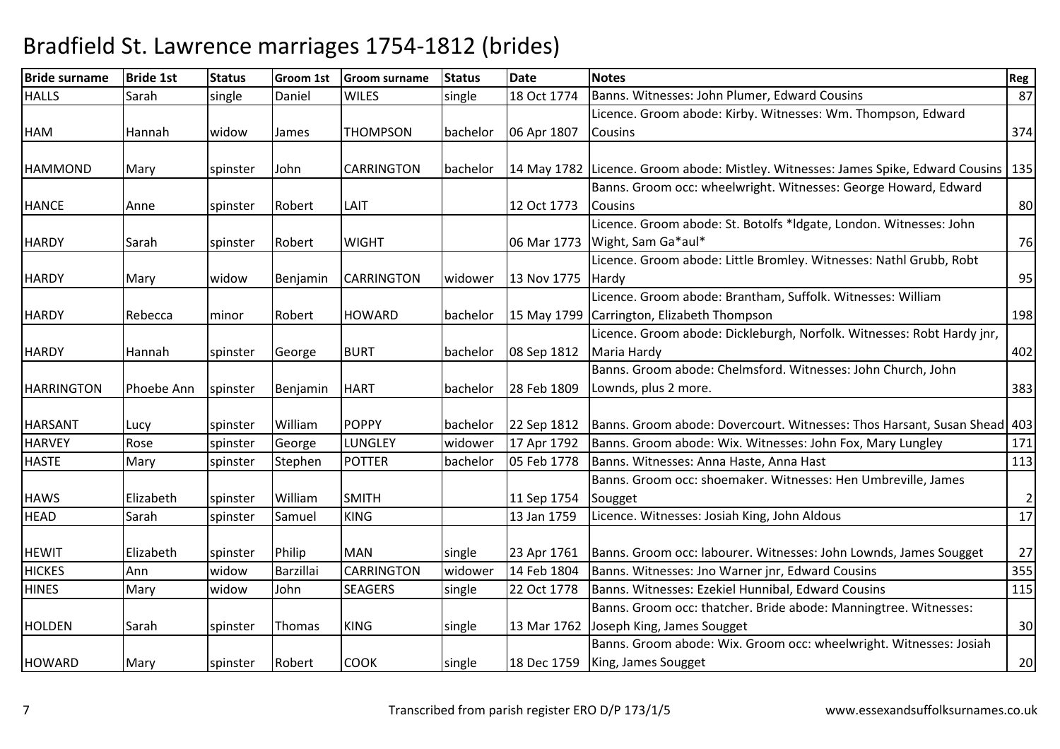# Bradfield St. Lawrence marriages 1754-1812 (brides)

| Bride surname | Bride 1st | Status | Groom 1st | Groom surname | Status | Date | Notes | Reg |
|---|---|---|---|---|---|---|---|---|
| HALLS | Sarah | single | Daniel | WILES | single | 18 Oct 1774 | Banns. Witnesses: John Plumer, Edward Cousins | 87 |
| HAM | Hannah | widow | James | THOMPSON | bachelor | 06 Apr 1807 | Licence. Groom abode: Kirby. Witnesses: Wm. Thompson, Edward Cousins | 374 |
| HAMMOND | Mary | spinster | John | CARRINGTON | bachelor | 14 May 1782 | Licence. Groom abode: Mistley. Witnesses: James Spike, Edward Cousins | 135 |
| HANCE | Anne | spinster | Robert | LAIT | | 12 Oct 1773 | Banns. Groom occ: wheelwright. Witnesses: George Howard, Edward Cousins | 80 |
| HARDY | Sarah | spinster | Robert | WIGHT | | 06 Mar 1773 | Licence. Groom abode: St. Botolfs *ldgate, London. Witnesses: John Wight, Sam Ga*aul* | 76 |
| HARDY | Mary | widow | Benjamin | CARRINGTON | widower | 13 Nov 1775 | Licence. Groom abode: Little Bromley. Witnesses: Nathl Grubb, Robt Hardy | 95 |
| HARDY | Rebecca | minor | Robert | HOWARD | bachelor | 15 May 1799 | Licence. Groom abode: Brantham, Suffolk. Witnesses: William Carrington, Elizabeth Thompson | 198 |
| HARDY | Hannah | spinster | George | BURT | bachelor | 08 Sep 1812 | Licence. Groom abode: Dickleburgh, Norfolk. Witnesses: Robt Hardy jnr, Maria Hardy | 402 |
| HARRINGTON | Phoebe Ann | spinster | Benjamin | HART | bachelor | 28 Feb 1809 | Banns. Groom abode: Chelmsford. Witnesses: John Church, John Lownds, plus 2 more. | 383 |
| HARSANT | Lucy | spinster | William | POPPY | bachelor | 22 Sep 1812 | Banns. Groom abode: Dovercourt. Witnesses: Thos Harsant, Susan Shead | 403 |
| HARVEY | Rose | spinster | George | LUNGLEY | widower | 17 Apr 1792 | Banns. Groom abode: Wix. Witnesses: John Fox, Mary Lungley | 171 |
| HASTE | Mary | spinster | Stephen | POTTER | bachelor | 05 Feb 1778 | Banns. Witnesses: Anna Haste, Anna Hast | 113 |
| HAWS | Elizabeth | spinster | William | SMITH | | 11 Sep 1754 | Banns. Groom occ: shoemaker. Witnesses: Hen Umbreville, James Sougget | 2 |
| HEAD | Sarah | spinster | Samuel | KING | | 13 Jan 1759 | Licence. Witnesses: Josiah King, John Aldous | 17 |
| HEWIT | Elizabeth | spinster | Philip | MAN | single | 23 Apr 1761 | Banns. Groom occ: labourer. Witnesses: John Lownds, James Sougget | 27 |
| HICKES | Ann | widow | Barzillai | CARRINGTON | widower | 14 Feb 1804 | Banns. Witnesses: Jno Warner jnr, Edward Cousins | 355 |
| HINES | Mary | widow | John | SEAGERS | single | 22 Oct 1778 | Banns. Witnesses: Ezekiel Hunnibal, Edward Cousins | 115 |
| HOLDEN | Sarah | spinster | Thomas | KING | single | 13 Mar 1762 | Banns. Groom occ: thatcher. Bride abode: Manningtree. Witnesses: Joseph King, James Sougget | 30 |
| HOWARD | Mary | spinster | Robert | COOK | single | 18 Dec 1759 | Banns. Groom abode: Wix. Groom occ: wheelwright. Witnesses: Josiah King, James Sougget | 20 |

Transcribed from parish register ERO D/P 173/1/5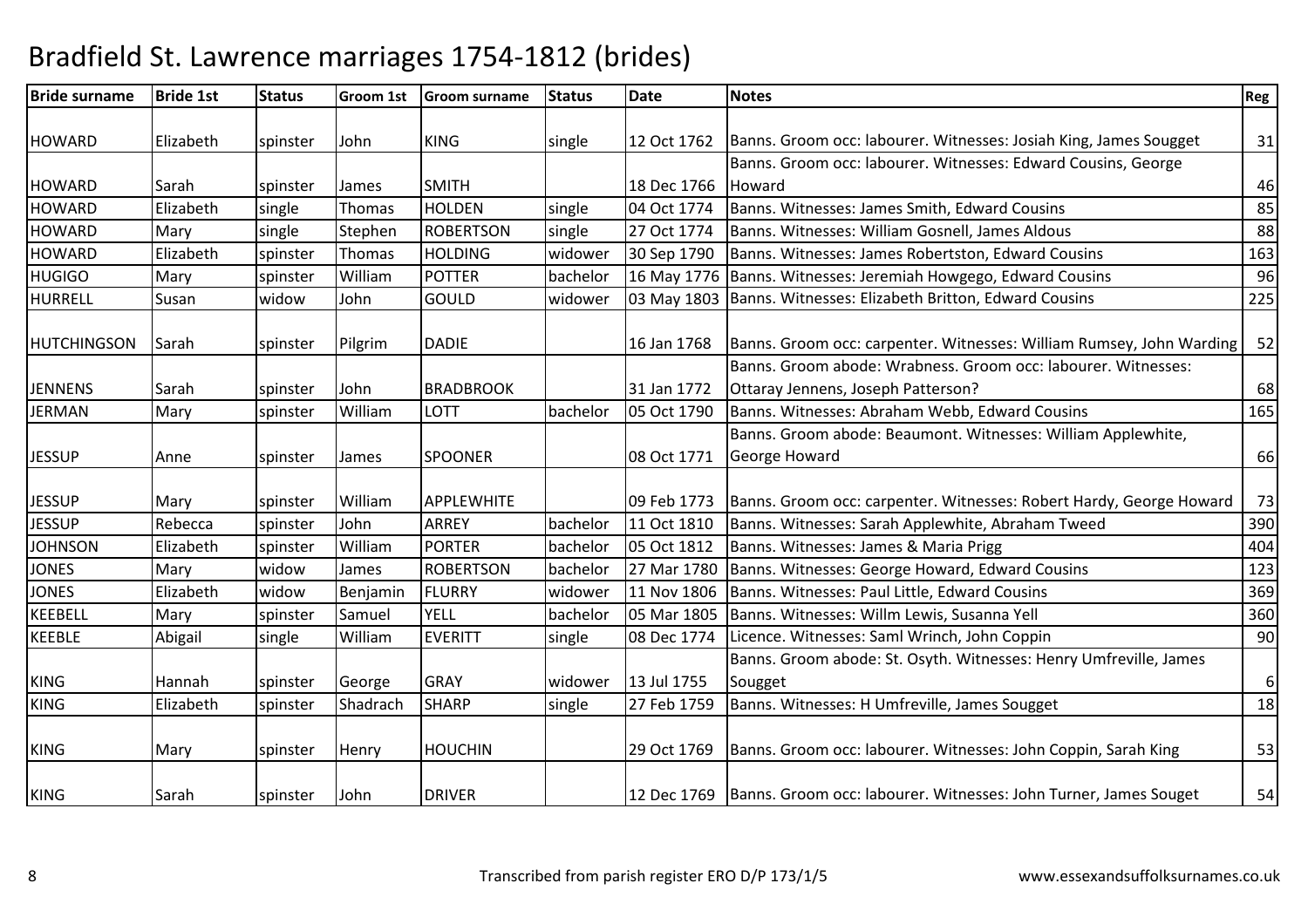# Bradfield St. Lawrence marriages 1754-1812 (brides)

| Bride surname | Bride 1st | Status | Groom 1st | Groom surname | Status | Date | Notes | Reg |
|---|---|---|---|---|---|---|---|---|
| HOWARD | Elizabeth | spinster | John | KING | single | 12 Oct 1762 | Banns. Groom occ: labourer. Witnesses: Josiah King, James Sougget | 31 |
| HOWARD | Sarah | spinster | James | SMITH | | 18 Dec 1766 | Banns. Groom occ: labourer. Witnesses: Edward Cousins, George Howard | 46 |
| HOWARD | Elizabeth | single | Thomas | HOLDEN | single | 04 Oct 1774 | Banns. Witnesses: James Smith, Edward Cousins | 85 |
| HOWARD | Mary | single | Stephen | ROBERTSON | single | 27 Oct 1774 | Banns. Witnesses: William Gosnell, James Aldous | 88 |
| HOWARD | Elizabeth | spinster | Thomas | HOLDING | widower | 30 Sep 1790 | Banns. Witnesses: James Robertston, Edward Cousins | 163 |
| HUGIGO | Mary | spinster | William | POTTER | bachelor | 16 May 1776 | Banns. Witnesses: Jeremiah Howgego, Edward Cousins | 96 |
| HURRELL | Susan | widow | John | GOULD | widower | 03 May 1803 | Banns. Witnesses: Elizabeth Britton, Edward Cousins | 225 |
| HUTCHINGSON | Sarah | spinster | Pilgrim | DADIE | | 16 Jan 1768 | Banns. Groom occ: carpenter. Witnesses: William Rumsey, John Warding | 52 |
| JENNENS | Sarah | spinster | John | BRADBROOK | | 31 Jan 1772 | Banns. Groom abode: Wrabness. Groom occ: labourer. Witnesses: Ottaray Jennens, Joseph Patterson? | 68 |
| JERMAN | Mary | spinster | William | LOTT | bachelor | 05 Oct 1790 | Banns. Witnesses: Abraham Webb, Edward Cousins | 165 |
| JESSUP | Anne | spinster | James | SPOONER | | 08 Oct 1771 | Banns. Groom abode: Beaumont. Witnesses: William Applewhite, George Howard | 66 |
| JESSUP | Mary | spinster | William | APPLEWHITE | | 09 Feb 1773 | Banns. Groom occ: carpenter. Witnesses: Robert Hardy, George Howard | 73 |
| JESSUP | Rebecca | spinster | John | ARREY | bachelor | 11 Oct 1810 | Banns. Witnesses: Sarah Applewhite, Abraham Tweed | 390 |
| JOHNSON | Elizabeth | spinster | William | PORTER | bachelor | 05 Oct 1812 | Banns. Witnesses: James & Maria Prigg | 404 |
| JONES | Mary | widow | James | ROBERTSON | bachelor | 27 Mar 1780 | Banns. Witnesses: George Howard, Edward Cousins | 123 |
| JONES | Elizabeth | widow | Benjamin | FLURRY | widower | 11 Nov 1806 | Banns. Witnesses: Paul Little, Edward Cousins | 369 |
| KEEBELL | Mary | spinster | Samuel | YELL | bachelor | 05 Mar 1805 | Banns. Witnesses: Willm Lewis, Susanna Yell | 360 |
| KEEBLE | Abigail | single | William | EVERITT | single | 08 Dec 1774 | Licence. Witnesses: Saml Wrinch, John Coppin | 90 |
| KING | Hannah | spinster | George | GRAY | widower | 13 Jul 1755 | Banns. Groom abode: St. Osyth. Witnesses: Henry Umfreville, James Sougget | 6 |
| KING | Elizabeth | spinster | Shadrach | SHARP | single | 27 Feb 1759 | Banns. Witnesses: H Umfreville, James Sougget | 18 |
| KING | Mary | spinster | Henry | HOUCHIN | | 29 Oct 1769 | Banns. Groom occ: labourer. Witnesses: John Coppin, Sarah King | 53 |
| KING | Sarah | spinster | John | DRIVER | | 12 Dec 1769 | Banns. Groom occ: labourer. Witnesses: John Turner, James Souget | 54 |

Transcribed from parish register ERO D/P 173/1/5 www.essexandsuffolksurnames.co.uk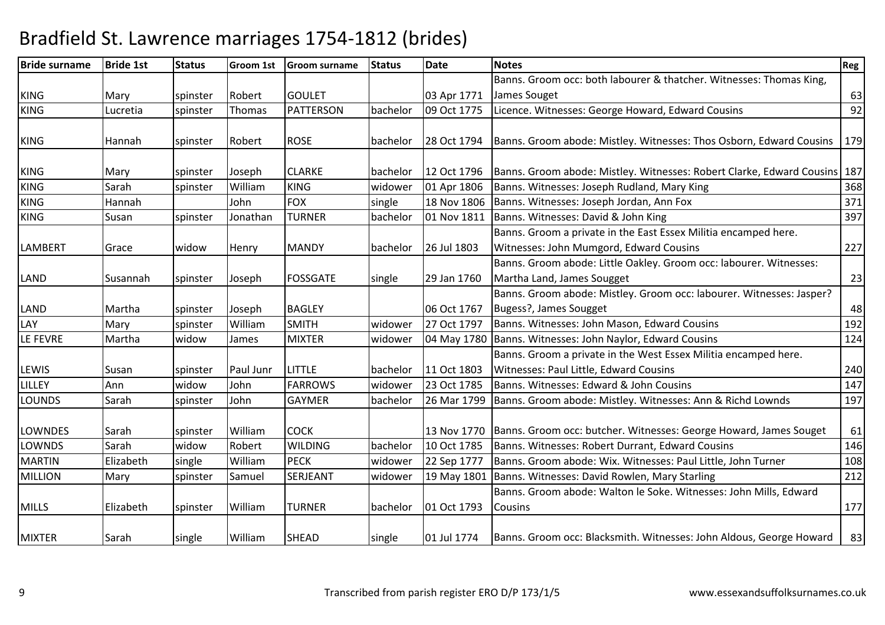# Bradfield St. Lawrence marriages 1754-1812 (brides)

| Bride surname | Bride 1st | Status | Groom 1st | Groom surname | Status | Date | Notes | Reg |
|---|---|---|---|---|---|---|---|---|
| KING | Mary | spinster | Robert | GOULET | | 03 Apr 1771 | Banns. Groom occ: both labourer & thatcher. Witnesses: Thomas King, James Souget | 63 |
| KING | Lucretia | spinster | Thomas | PATTERSON | bachelor | 09 Oct 1775 | Licence. Witnesses: George Howard, Edward Cousins | 92 |
| KING | Hannah | spinster | Robert | ROSE | bachelor | 28 Oct 1794 | Banns. Groom abode: Mistley. Witnesses: Thos Osborn, Edward Cousins | 179 |
| KING | Mary | spinster | Joseph | CLARKE | bachelor | 12 Oct 1796 | Banns. Groom abode: Mistley. Witnesses: Robert Clarke, Edward Cousins | 187 |
| KING | Sarah | spinster | William | KING | widower | 01 Apr 1806 | Banns. Witnesses: Joseph Rudland, Mary King | 368 |
| KING | Hannah | | John | FOX | single | 18 Nov 1806 | Banns. Witnesses: Joseph Jordan, Ann Fox | 371 |
| KING | Susan | spinster | Jonathan | TURNER | bachelor | 01 Nov 1811 | Banns. Witnesses: David & John King | 397 |
| LAMBERT | Grace | widow | Henry | MANDY | bachelor | 26 Jul 1803 | Banns. Groom a private in the East Essex Militia encamped here. Witnesses: John Mumgord, Edward Cousins | 227 |
| LAND | Susannah | spinster | Joseph | FOSSGATE | single | 29 Jan 1760 | Banns. Groom abode: Little Oakley. Groom occ: labourer. Witnesses: Martha Land, James Sougget | 23 |
| LAND | Martha | spinster | Joseph | BAGLEY | | 06 Oct 1767 | Banns. Groom abode: Mistley. Groom occ: labourer. Witnesses: Jasper? Bugess?, James Sougget | 48 |
| LAY | Mary | spinster | William | SMITH | widower | 27 Oct 1797 | Banns. Witnesses: John Mason, Edward Cousins | 192 |
| LE FEVRE | Martha | widow | James | MIXTER | widower | 04 May 1780 | Banns. Witnesses: John Naylor, Edward Cousins | 124 |
| LEWIS | Susan | spinster | Paul Junr | LITTLE | bachelor | 11 Oct 1803 | Banns. Groom a private in the West Essex Militia encamped here. Witnesses: Paul Little, Edward Cousins | 240 |
| LILLEY | Ann | widow | John | FARROWS | widower | 23 Oct 1785 | Banns. Witnesses: Edward & John Cousins | 147 |
| LOUNDS | Sarah | spinster | John | GAYMER | bachelor | 26 Mar 1799 | Banns. Groom abode: Mistley. Witnesses: Ann & Richd Lownds | 197 |
| LOWNDES | Sarah | spinster | William | COCK | | 13 Nov 1770 | Banns. Groom occ: butcher. Witnesses: George Howard, James Souget | 61 |
| LOWNDS | Sarah | widow | Robert | WILDING | bachelor | 10 Oct 1785 | Banns. Witnesses: Robert Durrant, Edward Cousins | 146 |
| MARTIN | Elizabeth | single | William | PECK | widower | 22 Sep 1777 | Banns. Groom abode: Wix. Witnesses: Paul Little, John Turner | 108 |
| MILLION | Mary | spinster | Samuel | SERJEANT | widower | 19 May 1801 | Banns. Witnesses: David Rowlen, Mary Starling | 212 |
| MILLS | Elizabeth | spinster | William | TURNER | bachelor | 01 Oct 1793 | Banns. Groom abode: Walton le Soke. Witnesses: John Mills, Edward Cousins | 177 |
| MIXTER | Sarah | single | William | SHEAD | single | 01 Jul 1774 | Banns. Groom occ: Blacksmith. Witnesses: John Aldous, George Howard | 83 |

Transcribed from parish register ERO D/P 173/1/5

www.essexandsuffolksurnames.co.uk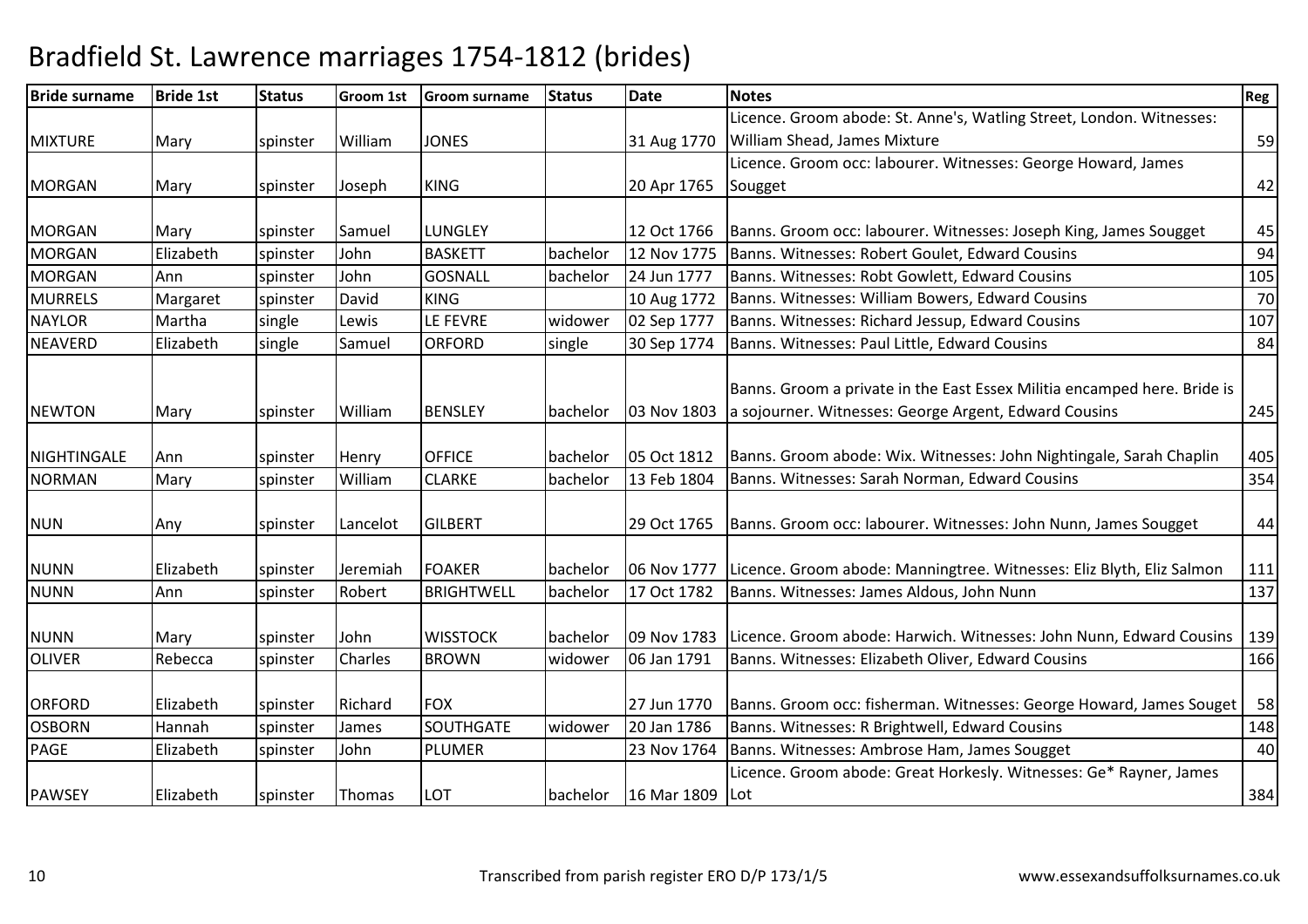# Bradfield St. Lawrence marriages 1754-1812 (brides)

| Bride surname | Bride 1st | Status | Groom 1st | Groom surname | Status | Date | Notes | Reg |
|---|---|---|---|---|---|---|---|---|
| MIXTURE | Mary | spinster | William | JONES | | 31 Aug 1770 | Licence. Groom abode: St. Anne's, Watling Street, London. Witnesses: William Shead, James Mixture | 59 |
| MORGAN | Mary | spinster | Joseph | KING | | 20 Apr 1765 | Licence. Groom occ: labourer. Witnesses: George Howard, James Sougget | 42 |
| MORGAN | Mary | spinster | Samuel | LUNGLEY | | 12 Oct 1766 | Banns. Groom occ: labourer. Witnesses: Joseph King, James Sougget | 45 |
| MORGAN | Elizabeth | spinster | John | BASKETT | bachelor | 12 Nov 1775 | Banns. Witnesses: Robert Goulet, Edward Cousins | 94 |
| MORGAN | Ann | spinster | John | GOSNALL | bachelor | 24 Jun 1777 | Banns. Witnesses: Robt Gowlett, Edward Cousins | 105 |
| MURRELS | Margaret | spinster | David | KING | | 10 Aug 1772 | Banns. Witnesses: William Bowers, Edward Cousins | 70 |
| NAYLOR | Martha | single | Lewis | LE FEVRE | widower | 02 Sep 1777 | Banns. Witnesses: Richard Jessup, Edward Cousins | 107 |
| NEAVERD | Elizabeth | single | Samuel | ORFORD | single | 30 Sep 1774 | Banns. Witnesses: Paul Little, Edward Cousins | 84 |
| NEWTON | Mary | spinster | William | BENSLEY | bachelor | 03 Nov 1803 | Banns. Groom a private in the East Essex Militia encamped here. Bride is a sojourner. Witnesses: George Argent, Edward Cousins | 245 |
| NIGHTINGALE | Ann | spinster | Henry | OFFICE | bachelor | 05 Oct 1812 | Banns. Groom abode: Wix. Witnesses: John Nightingale, Sarah Chaplin | 405 |
| NORMAN | Mary | spinster | William | CLARKE | bachelor | 13 Feb 1804 | Banns. Witnesses: Sarah Norman, Edward Cousins | 354 |
| NUN | Any | spinster | Lancelot | GILBERT | | 29 Oct 1765 | Banns. Groom occ: labourer. Witnesses: John Nunn, James Sougget | 44 |
| NUNN | Elizabeth | spinster | Jeremiah | FOAKER | bachelor | 06 Nov 1777 | Licence. Groom abode: Manningtree. Witnesses: Eliz Blyth, Eliz Salmon | 111 |
| NUNN | Ann | spinster | Robert | BRIGHTWELL | bachelor | 17 Oct 1782 | Banns. Witnesses: James Aldous, John Nunn | 137 |
| NUNN | Mary | spinster | John | WISSTOCK | bachelor | 09 Nov 1783 | Licence. Groom abode: Harwich. Witnesses: John Nunn, Edward Cousins | 139 |
| OLIVER | Rebecca | spinster | Charles | BROWN | widower | 06 Jan 1791 | Banns. Witnesses: Elizabeth Oliver, Edward Cousins | 166 |
| ORFORD | Elizabeth | spinster | Richard | FOX | | 27 Jun 1770 | Banns. Groom occ: fisherman. Witnesses: George Howard, James Souget | 58 |
| OSBORN | Hannah | spinster | James | SOUTHGATE | widower | 20 Jan 1786 | Banns. Witnesses: R Brightwell, Edward Cousins | 148 |
| PAGE | Elizabeth | spinster | John | PLUMER | | 23 Nov 1764 | Banns. Witnesses: Ambrose Ham, James Sougget | 40 |
| PAWSEY | Elizabeth | spinster | Thomas | LOT | bachelor | 16 Mar 1809 | Licence. Groom abode: Great Horkesly. Witnesses: Ge* Rayner, James Lot | 384 |

Transcribed from parish register ERO D/P 173/1/5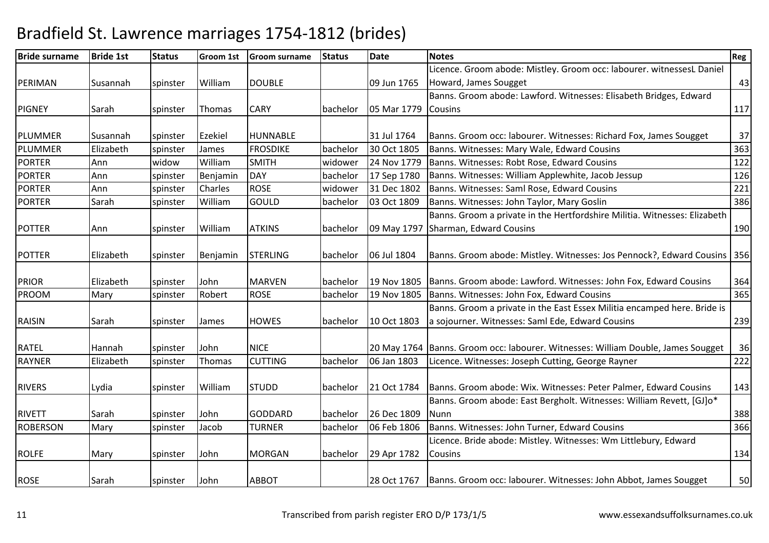# Bradfield St. Lawrence marriages 1754-1812 (brides)

| Bride surname | Bride 1st | Status | Groom 1st | Groom surname | Status | Date | Notes | Reg |
|---|---|---|---|---|---|---|---|---|
| PERIMAN | Susannah | spinster | William | DOUBLE | | 09 Jun 1765 | Licence. Groom abode: Mistley. Groom occ: labourer. witnessesL Daniel Howard, James Sougget | 43 |
| PIGNEY | Sarah | spinster | Thomas | CARY | bachelor | 05 Mar 1779 | Banns. Groom abode: Lawford. Witnesses: Elisabeth Bridges, Edward Cousins | 117 |
| PLUMMER | Susannah | spinster | Ezekiel | HUNNABLE | | 31 Jul 1764 | Banns. Groom occ: labourer. Witnesses: Richard Fox, James Sougget | 37 |
| PLUMMER | Elizabeth | spinster | James | FROSDIKE | bachelor | 30 Oct 1805 | Banns. Witnesses: Mary Wale, Edward Cousins | 363 |
| PORTER | Ann | widow | William | SMITH | widower | 24 Nov 1779 | Banns. Witnesses: Robt Rose, Edward Cousins | 122 |
| PORTER | Ann | spinster | Benjamin | DAY | bachelor | 17 Sep 1780 | Banns. Witnesses: William Applewhite, Jacob Jessup | 126 |
| PORTER | Ann | spinster | Charles | ROSE | widower | 31 Dec 1802 | Banns. Witnesses: Saml Rose, Edward Cousins | 221 |
| PORTER | Sarah | spinster | William | GOULD | bachelor | 03 Oct 1809 | Banns. Witnesses: John Taylor, Mary Goslin | 386 |
| POTTER | Ann | spinster | William | ATKINS | bachelor | 09 May 1797 | Banns. Groom a private in the Hertfordshire Militia. Witnesses: Elizabeth Sharman, Edward Cousins | 190 |
| POTTER | Elizabeth | spinster | Benjamin | STERLING | bachelor | 06 Jul 1804 | Banns. Groom abode: Mistley. Witnesses: Jos Pennock?, Edward Cousins | 356 |
| PRIOR | Elizabeth | spinster | John | MARVEN | bachelor | 19 Nov 1805 | Banns. Groom abode: Lawford. Witnesses: John Fox, Edward Cousins | 364 |
| PROOM | Mary | spinster | Robert | ROSE | bachelor | 19 Nov 1805 | Banns. Witnesses: John Fox, Edward Cousins | 365 |
| RAISIN | Sarah | spinster | James | HOWES | bachelor | 10 Oct 1803 | Banns. Groom a private in the East Essex Militia encamped here. Bride is a sojourner. Witnesses: Saml Ede, Edward Cousins | 239 |
| RATEL | Hannah | spinster | John | NICE | | 20 May 1764 | Banns. Groom occ: labourer. Witnesses: William Double, James Sougget | 36 |
| RAYNER | Elizabeth | spinster | Thomas | CUTTING | bachelor | 06 Jan 1803 | Licence. Witnesses: Joseph Cutting, George Rayner | 222 |
| RIVERS | Lydia | spinster | William | STUDD | bachelor | 21 Oct 1784 | Banns. Groom abode: Wix. Witnesses: Peter Palmer, Edward Cousins | 143 |
| RIVETT | Sarah | spinster | John | GODDARD | bachelor | 26 Dec 1809 | Banns. Groom abode: East Bergholt. Witnesses: William Revett, [GJ]o* Nunn | 388 |
| ROBERSON | Mary | spinster | Jacob | TURNER | bachelor | 06 Feb 1806 | Banns. Witnesses: John Turner, Edward Cousins | 366 |
| ROLFE | Mary | spinster | John | MORGAN | bachelor | 29 Apr 1782 | Licence. Bride abode: Mistley. Witnesses: Wm Littlebury, Edward Cousins | 134 |
| ROSE | Sarah | spinster | John | ABBOT | | 28 Oct 1767 | Banns. Groom occ: labourer. Witnesses: John Abbot, James Sougget | 50 |

Transcribed from parish register ERO D/P 173/1/5 www.essexandsuffolksurnames.co.uk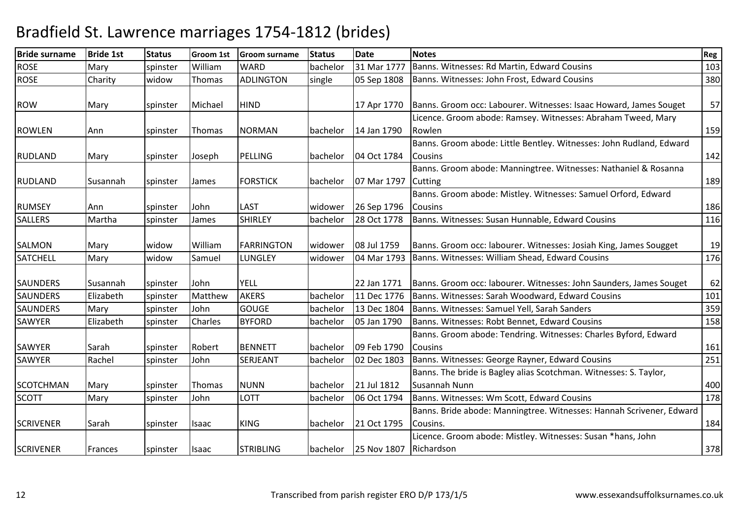# Bradfield St. Lawrence marriages 1754-1812 (brides)

| Bride surname | Bride 1st | Status | Groom 1st | Groom surname | Status | Date | Notes | Reg |
|---|---|---|---|---|---|---|---|---|
| ROSE | Mary | spinster | William | WARD | bachelor | 31 Mar 1777 | Banns. Witnesses: Rd Martin, Edward Cousins | 103 |
| ROSE | Charity | widow | Thomas | ADLINGTON | single | 05 Sep 1808 | Banns. Witnesses: John Frost, Edward Cousins | 380 |
| ROW | Mary | spinster | Michael | HIND | | 17 Apr 1770 | Banns. Groom occ: Labourer. Witnesses: Isaac Howard, James Souget | 57 |
| ROWLEN | Ann | spinster | Thomas | NORMAN | bachelor | 14 Jan 1790 | Licence. Groom abode: Ramsey. Witnesses: Abraham Tweed, Mary Rowlen | 159 |
| RUDLAND | Mary | spinster | Joseph | PELLING | bachelor | 04 Oct 1784 | Banns. Groom abode: Little Bentley. Witnesses: John Rudland, Edward Cousins | 142 |
| RUDLAND | Susannah | spinster | James | FORSTICK | bachelor | 07 Mar 1797 | Banns. Groom abode: Manningtree. Witnesses: Nathaniel & Rosanna Cutting | 189 |
| RUMSEY | Ann | spinster | John | LAST | widower | 26 Sep 1796 | Banns. Groom abode: Mistley. Witnesses: Samuel Orford, Edward Cousins | 186 |
| SALLERS | Martha | spinster | James | SHIRLEY | bachelor | 28 Oct 1778 | Banns. Witnesses: Susan Hunnable, Edward Cousins | 116 |
| SALMON | Mary | widow | William | FARRINGTON | widower | 08 Jul 1759 | Banns. Groom occ: labourer. Witnesses: Josiah King, James Sougget | 19 |
| SATCHELL | Mary | widow | Samuel | LUNGLEY | widower | 04 Mar 1793 | Banns. Witnesses: William Shead, Edward Cousins | 176 |
| SAUNDERS | Susannah | spinster | John | YELL | | 22 Jan 1771 | Banns. Groom occ: labourer. Witnesses: John Saunders, James Souget | 62 |
| SAUNDERS | Elizabeth | spinster | Matthew | AKERS | bachelor | 11 Dec 1776 | Banns. Witnesses: Sarah Woodward, Edward Cousins | 101 |
| SAUNDERS | Mary | spinster | John | GOUGE | bachelor | 13 Dec 1804 | Banns. Witnesses: Samuel Yell, Sarah Sanders | 359 |
| SAWYER | Elizabeth | spinster | Charles | BYFORD | bachelor | 05 Jan 1790 | Banns. Witnesses: Robt Bennet, Edward Cousins | 158 |
| SAWYER | Sarah | spinster | Robert | BENNETT | bachelor | 09 Feb 1790 | Banns. Groom abode: Tendring. Witnesses: Charles Byford, Edward Cousins | 161 |
| SAWYER | Rachel | spinster | John | SERJEANT | bachelor | 02 Dec 1803 | Banns. Witnesses: George Rayner, Edward Cousins | 251 |
| SCOTCHMAN | Mary | spinster | Thomas | NUNN | bachelor | 21 Jul 1812 | Banns. The bride is Bagley alias Scotchman. Witnesses: S. Taylor, Susannah Nunn | 400 |
| SCOTT | Mary | spinster | John | LOTT | bachelor | 06 Oct 1794 | Banns. Witnesses: Wm Scott, Edward Cousins | 178 |
| SCRIVENER | Sarah | spinster | Isaac | KING | bachelor | 21 Oct 1795 | Banns. Bride abode: Manningtree. Witnesses: Hannah Scrivener, Edward Cousins. | 184 |
| SCRIVENER | Frances | spinster | Isaac | STRIBLING | bachelor | 25 Nov 1807 | Licence. Groom abode: Mistley. Witnesses: Susan *hans, John Richardson | 378 |

Transcribed from parish register ERO D/P 173/1/5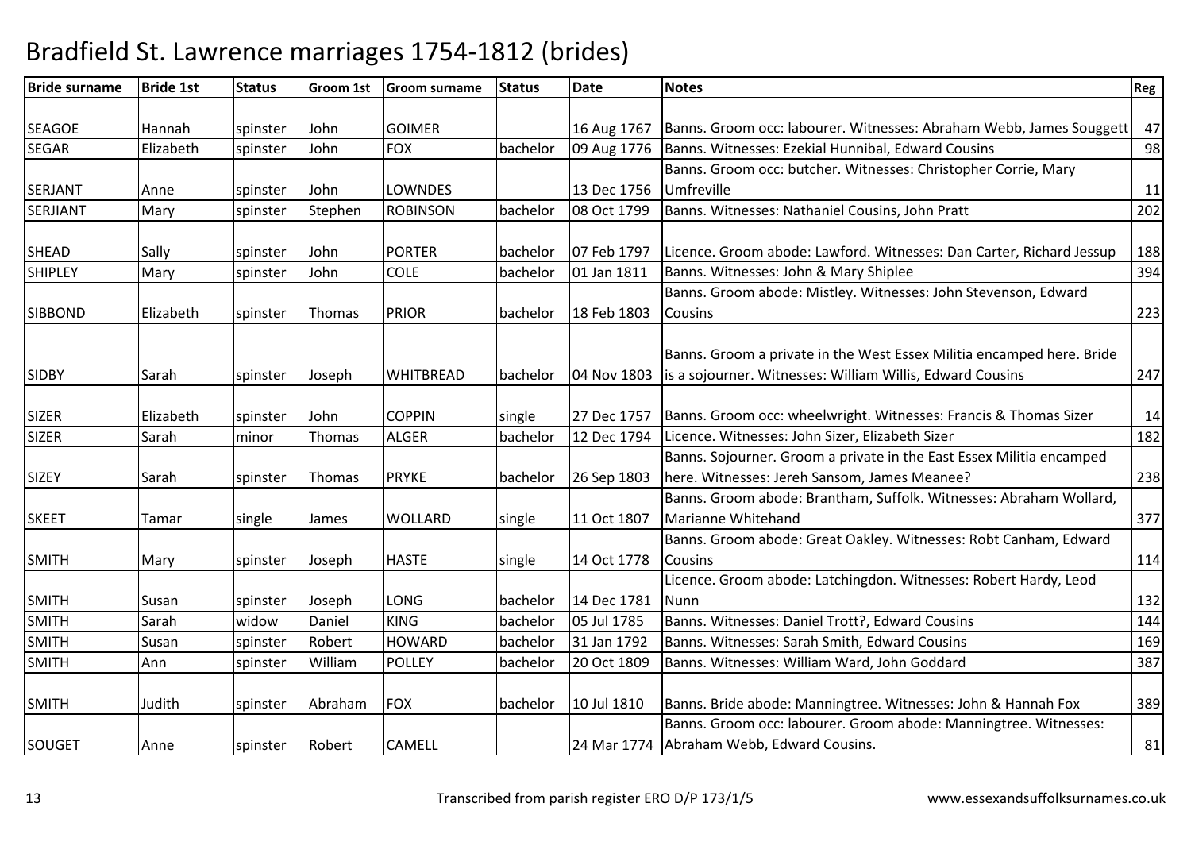# Bradfield St. Lawrence marriages 1754-1812 (brides)

| Bride surname | Bride 1st | Status | Groom 1st | Groom surname | Status | Date | Notes | Reg |
|---|---|---|---|---|---|---|---|---|
| SEAGOE | Hannah | spinster | John | GOIMER | | 16 Aug 1767 | Banns. Groom occ: labourer. Witnesses: Abraham Webb, James Souggett | 47 |
| SEGAR | Elizabeth | spinster | John | FOX | bachelor | 09 Aug 1776 | Banns. Witnesses: Ezekial Hunnibal, Edward Cousins | 98 |
| SERJANT | Anne | spinster | John | LOWNDES | | 13 Dec 1756 | Banns. Groom occ: butcher. Witnesses: Christopher Corrie, Mary Umfreville | 11 |
| SERJIANT | Mary | spinster | Stephen | ROBINSON | bachelor | 08 Oct 1799 | Banns. Witnesses: Nathaniel Cousins, John Pratt | 202 |
| SHEAD | Sally | spinster | John | PORTER | bachelor | 07 Feb 1797 | Licence. Groom abode: Lawford. Witnesses: Dan Carter, Richard Jessup | 188 |
| SHIPLEY | Mary | spinster | John | COLE | bachelor | 01 Jan 1811 | Banns. Witnesses: John & Mary Shiplee | 394 |
| SIBBOND | Elizabeth | spinster | Thomas | PRIOR | bachelor | 18 Feb 1803 | Banns. Groom abode: Mistley. Witnesses: John Stevenson, Edward Cousins | 223 |
| SIDBY | Sarah | spinster | Joseph | WHITBREAD | bachelor | 04 Nov 1803 | Banns. Groom a private in the West Essex Militia encamped here. Bride is a sojourner. Witnesses: William Willis, Edward Cousins | 247 |
| SIZER | Elizabeth | spinster | John | COPPIN | single | 27 Dec 1757 | Banns. Groom occ: wheelwright. Witnesses: Francis & Thomas Sizer | 14 |
| SIZER | Sarah | minor | Thomas | ALGER | bachelor | 12 Dec 1794 | Licence. Witnesses: John Sizer, Elizabeth Sizer | 182 |
| SIZEY | Sarah | spinster | Thomas | PRYKE | bachelor | 26 Sep 1803 | Banns. Sojourner. Groom a private in the East Essex Militia encamped here. Witnesses: Jereh Sansom, James Meanee? | 238 |
| SKEET | Tamar | single | James | WOLLARD | single | 11 Oct 1807 | Banns. Groom abode: Brantham, Suffolk. Witnesses: Abraham Wollard, Marianne Whitehand | 377 |
| SMITH | Mary | spinster | Joseph | HASTE | single | 14 Oct 1778 | Banns. Groom abode: Great Oakley. Witnesses: Robt Canham, Edward Cousins | 114 |
| SMITH | Susan | spinster | Joseph | LONG | bachelor | 14 Dec 1781 | Licence. Groom abode: Latchingdon. Witnesses: Robert Hardy, Leod Nunn | 132 |
| SMITH | Sarah | widow | Daniel | KING | bachelor | 05 Jul 1785 | Banns. Witnesses: Daniel Trott?, Edward Cousins | 144 |
| SMITH | Susan | spinster | Robert | HOWARD | bachelor | 31 Jan 1792 | Banns. Witnesses: Sarah Smith, Edward Cousins | 169 |
| SMITH | Ann | spinster | William | POLLEY | bachelor | 20 Oct 1809 | Banns. Witnesses: William Ward, John Goddard | 387 |
| SMITH | Judith | spinster | Abraham | FOX | bachelor | 10 Jul 1810 | Banns. Bride abode: Manningtree. Witnesses: John & Hannah Fox | 389 |
| SOUGET | Anne | spinster | Robert | CAMELL | | 24 Mar 1774 | Banns. Groom occ: labourer. Groom abode: Manningtree. Witnesses: Abraham Webb, Edward Cousins. | 81 |

Transcribed from parish register ERO D/P 173/1/5 www.essexandsuffolksurnames.co.uk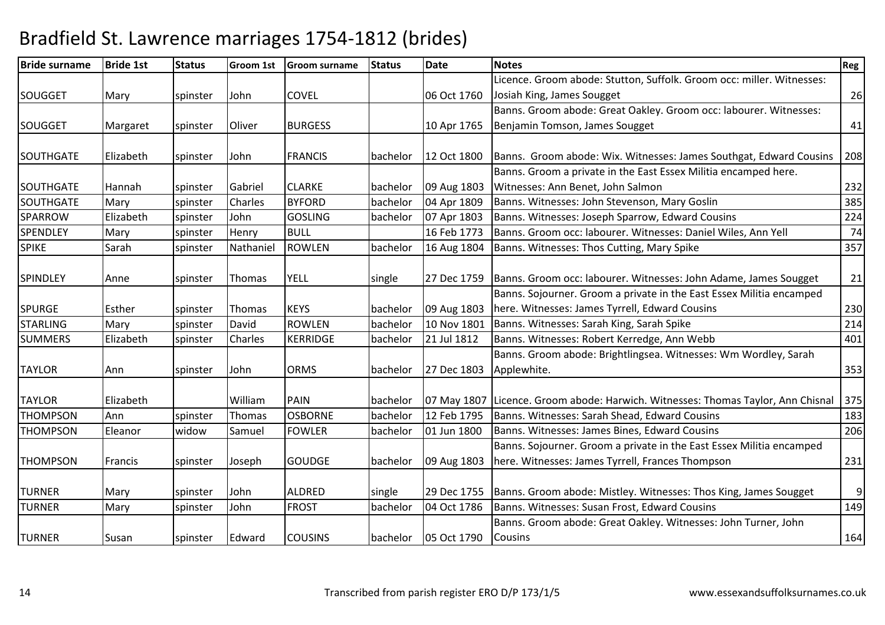# Bradfield St. Lawrence marriages 1754-1812 (brides)

| Bride surname | Bride 1st | Status | Groom 1st | Groom surname | Status | Date | Notes | Reg |
|---|---|---|---|---|---|---|---|---|
| SOUGGET | Mary | spinster | John | COVEL | | 06 Oct 1760 | Licence. Groom abode: Stutton, Suffolk. Groom occ: miller. Witnesses: Josiah King, James Sougget | 26 |
| SOUGGET | Margaret | spinster | Oliver | BURGESS | | 10 Apr 1765 | Banns. Groom abode: Great Oakley. Groom occ: labourer. Witnesses: Benjamin Tomson, James Sougget | 41 |
| SOUTHGATE | Elizabeth | spinster | John | FRANCIS | bachelor | 12 Oct 1800 | Banns. Groom abode: Wix. Witnesses: James Southgat, Edward Cousins | 208 |
| SOUTHGATE | Hannah | spinster | Gabriel | CLARKE | bachelor | 09 Aug 1803 | Banns. Groom a private in the East Essex Militia encamped here. Witnesses: Ann Benet, John Salmon | 232 |
| SOUTHGATE | Mary | spinster | Charles | BYFORD | bachelor | 04 Apr 1809 | Banns. Witnesses: John Stevenson, Mary Goslin | 385 |
| SPARROW | Elizabeth | spinster | John | GOSLING | bachelor | 07 Apr 1803 | Banns. Witnesses: Joseph Sparrow, Edward Cousins | 224 |
| SPENDLEY | Mary | spinster | Henry | BULL | | 16 Feb 1773 | Banns. Groom occ: labourer. Witnesses: Daniel Wiles, Ann Yell | 74 |
| SPIKE | Sarah | spinster | Nathaniel | ROWLEN | bachelor | 16 Aug 1804 | Banns. Witnesses: Thos Cutting, Mary Spike | 357 |
| SPINDLEY | Anne | spinster | Thomas | YELL | single | 27 Dec 1759 | Banns. Groom occ: labourer. Witnesses: John Adame, James Sougget | 21 |
| SPURGE | Esther | spinster | Thomas | KEYS | bachelor | 09 Aug 1803 | Banns. Sojourner. Groom a private in the East Essex Militia encamped here. Witnesses: James Tyrrell, Edward Cousins | 230 |
| STARLING | Mary | spinster | David | ROWLEN | bachelor | 10 Nov 1801 | Banns. Witnesses: Sarah King, Sarah Spike | 214 |
| SUMMERS | Elizabeth | spinster | Charles | KERRIDGE | bachelor | 21 Jul 1812 | Banns. Witnesses: Robert Kerredge, Ann Webb | 401 |
| TAYLOR | Ann | spinster | John | ORMS | bachelor | 27 Dec 1803 | Banns. Groom abode: Brightlingsea. Witnesses: Wm Wordley, Sarah Applewhite. | 353 |
| TAYLOR | Elizabeth | | William | PAIN | bachelor | 07 May 1807 | Licence. Groom abode: Harwich. Witnesses: Thomas Taylor, Ann Chisnal | 375 |
| THOMPSON | Ann | spinster | Thomas | OSBORNE | bachelor | 12 Feb 1795 | Banns. Witnesses: Sarah Shead, Edward Cousins | 183 |
| THOMPSON | Eleanor | widow | Samuel | FOWLER | bachelor | 01 Jun 1800 | Banns. Witnesses: James Bines, Edward Cousins | 206 |
| THOMPSON | Francis | spinster | Joseph | GOUDGE | bachelor | 09 Aug 1803 | Banns. Sojourner. Groom a private in the East Essex Militia encamped here. Witnesses: James Tyrrell, Frances Thompson | 231 |
| TURNER | Mary | spinster | John | ALDRED | single | 29 Dec 1755 | Banns. Groom abode: Mistley. Witnesses: Thos King, James Sougget | 9 |
| TURNER | Mary | spinster | John | FROST | bachelor | 04 Oct 1786 | Banns. Witnesses: Susan Frost, Edward Cousins | 149 |
| TURNER | Susan | spinster | Edward | COUSINS | bachelor | 05 Oct 1790 | Banns. Groom abode: Great Oakley. Witnesses: John Turner, John Cousins | 164 |

Transcribed from parish register ERO D/P 173/1/5 www.essexandsuffolksurnames.co.uk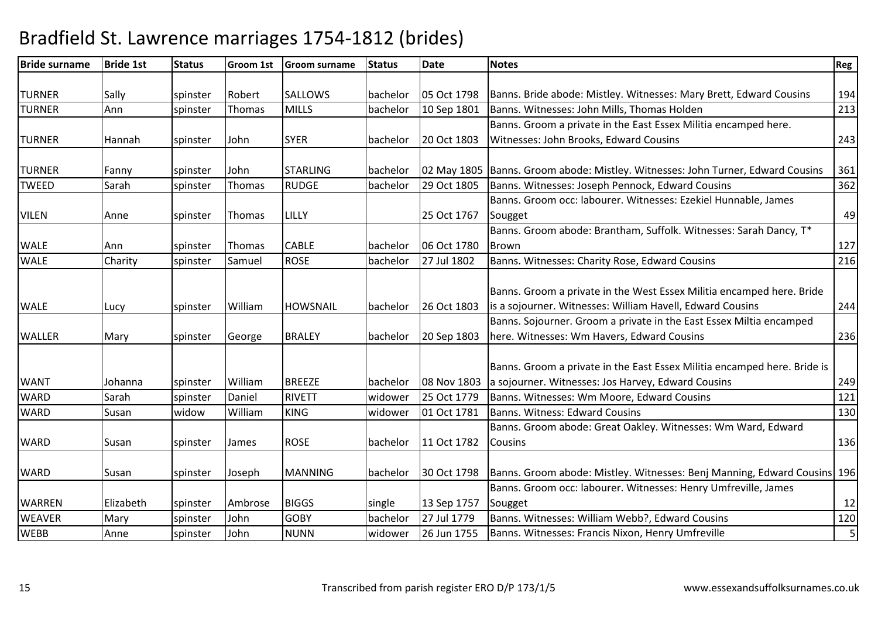# Bradfield St. Lawrence marriages 1754-1812 (brides)

| Bride surname | Bride 1st | Status | Groom 1st | Groom surname | Status | Date | Notes | Reg |
|---|---|---|---|---|---|---|---|---|
| TURNER | Sally | spinster | Robert | SALLOWS | bachelor | 05 Oct 1798 | Banns. Bride abode: Mistley. Witnesses: Mary Brett, Edward Cousins | 194 |
| TURNER | Ann | spinster | Thomas | MILLS | bachelor | 10 Sep 1801 | Banns. Witnesses: John Mills, Thomas Holden | 213 |
| TURNER | Hannah | spinster | John | SYER | bachelor | 20 Oct 1803 | Banns. Groom a private in the East Essex Militia encamped here. Witnesses: John Brooks, Edward Cousins | 243 |
| TURNER | Fanny | spinster | John | STARLING | bachelor | 02 May 1805 | Banns. Groom abode: Mistley. Witnesses: John Turner, Edward Cousins | 361 |
| TWEED | Sarah | spinster | Thomas | RUDGE | bachelor | 29 Oct 1805 | Banns. Witnesses: Joseph Pennock, Edward Cousins | 362 |
| VILEN | Anne | spinster | Thomas | LILLY | | 25 Oct 1767 | Banns. Groom occ: labourer. Witnesses: Ezekiel Hunnable, James Sougget | 49 |
| WALE | Ann | spinster | Thomas | CABLE | bachelor | 06 Oct 1780 | Banns. Groom abode: Brantham, Suffolk. Witnesses: Sarah Dancy, T* Brown | 127 |
| WALE | Charity | spinster | Samuel | ROSE | bachelor | 27 Jul 1802 | Banns. Witnesses: Charity Rose, Edward Cousins | 216 |
| WALE | Lucy | spinster | William | HOWSNAIL | bachelor | 26 Oct 1803 | Banns. Groom a private in the West Essex Militia encamped here. Bride is a sojourner. Witnesses: William Havell, Edward Cousins | 244 |
| WALLER | Mary | spinster | George | BRALEY | bachelor | 20 Sep 1803 | Banns. Sojourner. Groom a private in the East Essex Miltia encamped here. Witnesses: Wm Havers, Edward Cousins | 236 |
| WANT | Johanna | spinster | William | BREEZE | bachelor | 08 Nov 1803 | Banns. Groom a private in the East Essex Militia encamped here. Bride is a sojourner. Witnesses: Jos Harvey, Edward Cousins | 249 |
| WARD | Sarah | spinster | Daniel | RIVETT | widower | 25 Oct 1779 | Banns. Witnesses: Wm Moore, Edward Cousins | 121 |
| WARD | Susan | widow | William | KING | widower | 01 Oct 1781 | Banns. Witness: Edward Cousins | 130 |
| WARD | Susan | spinster | James | ROSE | bachelor | 11 Oct 1782 | Banns. Groom abode: Great Oakley. Witnesses: Wm Ward, Edward Cousins | 136 |
| WARD | Susan | spinster | Joseph | MANNING | bachelor | 30 Oct 1798 | Banns. Groom abode: Mistley. Witnesses: Benj Manning, Edward Cousins | 196 |
| WARREN | Elizabeth | spinster | Ambrose | BIGGS | single | 13 Sep 1757 | Banns. Groom occ: labourer. Witnesses: Henry Umfreville, James Sougget | 12 |
| WEAVER | Mary | spinster | John | GOBY | bachelor | 27 Jul 1779 | Banns. Witnesses: William Webb?, Edward Cousins | 120 |
| WEBB | Anne | spinster | John | NUNN | widower | 26 Jun 1755 | Banns. Witnesses: Francis Nixon, Henry Umfreville | 5 |

Transcribed from parish register ERO D/P 173/1/5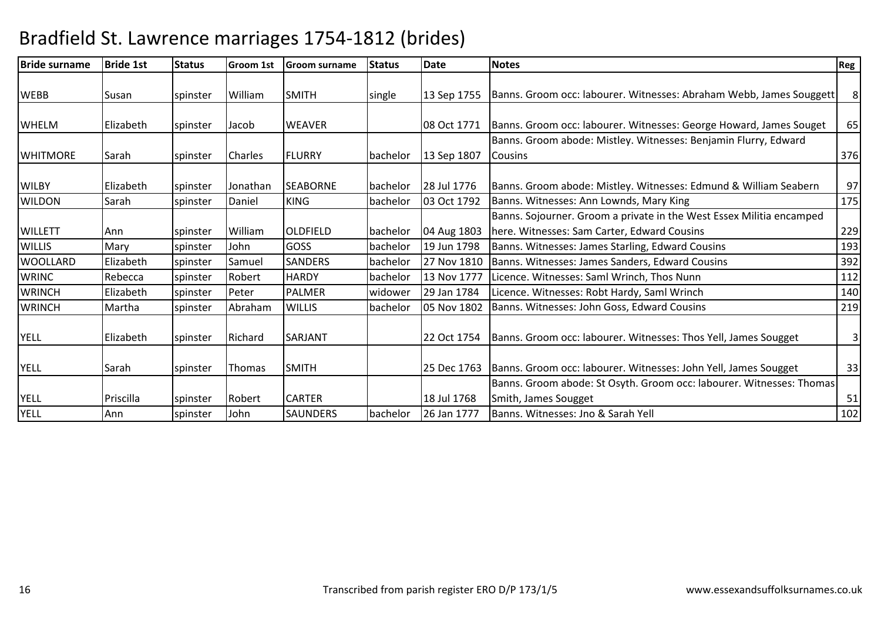# Bradfield St. Lawrence marriages 1754-1812 (brides)

| Bride surname | Bride 1st | Status | Groom 1st | Groom surname | Status | Date | Notes | Reg |
|---|---|---|---|---|---|---|---|---|
| WEBB | Susan | spinster | William | SMITH | single | 13 Sep 1755 | Banns. Groom occ: labourer. Witnesses: Abraham Webb, James Souggett | 8 |
| WHELM | Elizabeth | spinster | Jacob | WEAVER | | 08 Oct 1771 | Banns. Groom occ: labourer. Witnesses: George Howard, James Souget | 65 |
| WHITMORE | Sarah | spinster | Charles | FLURRY | bachelor | 13 Sep 1807 | Banns. Groom abode: Mistley. Witnesses: Benjamin Flurry, Edward Cousins | 376 |
| WILBY | Elizabeth | spinster | Jonathan | SEABORNE | bachelor | 28 Jul 1776 | Banns. Groom abode: Mistley. Witnesses: Edmund & William Seabern | 97 |
| WILDON | Sarah | spinster | Daniel | KING | bachelor | 03 Oct 1792 | Banns. Witnesses: Ann Lownds, Mary King | 175 |
| WILLETT | Ann | spinster | William | OLDFIELD | bachelor | 04 Aug 1803 | Banns. Sojourner. Groom a private in the West Essex Militia encamped here. Witnesses: Sam Carter, Edward Cousins | 229 |
| WILLIS | Mary | spinster | John | GOSS | bachelor | 19 Jun 1798 | Banns. Witnesses: James Starling, Edward Cousins | 193 |
| WOOLLARD | Elizabeth | spinster | Samuel | SANDERS | bachelor | 27 Nov 1810 | Banns. Witnesses: James Sanders, Edward Cousins | 392 |
| WRINC | Rebecca | spinster | Robert | HARDY | bachelor | 13 Nov 1777 | Licence. Witnesses: Saml Wrinch, Thos Nunn | 112 |
| WRINCH | Elizabeth | spinster | Peter | PALMER | widower | 29 Jan 1784 | Licence. Witnesses: Robt Hardy, Saml Wrinch | 140 |
| WRINCH | Martha | spinster | Abraham | WILLIS | bachelor | 05 Nov 1802 | Banns. Witnesses: John Goss, Edward Cousins | 219 |
| YELL | Elizabeth | spinster | Richard | SARJANT | | 22 Oct 1754 | Banns. Groom occ: labourer. Witnesses: Thos Yell, James Sougget | 3 |
| YELL | Sarah | spinster | Thomas | SMITH | | 25 Dec 1763 | Banns. Groom occ: labourer. Witnesses: John Yell, James Sougget | 33 |
| YELL | Priscilla | spinster | Robert | CARTER | | 18 Jul 1768 | Banns. Groom abode: St Osyth. Groom occ: labourer. Witnesses: Thomas Smith, James Sougget | 51 |
| YELL | Ann | spinster | John | SAUNDERS | bachelor | 26 Jan 1777 | Banns. Witnesses: Jno & Sarah Yell | 102 |

Transcribed from parish register ERO D/P 173/1/5

www.essexandsuffolksurnames.co.uk